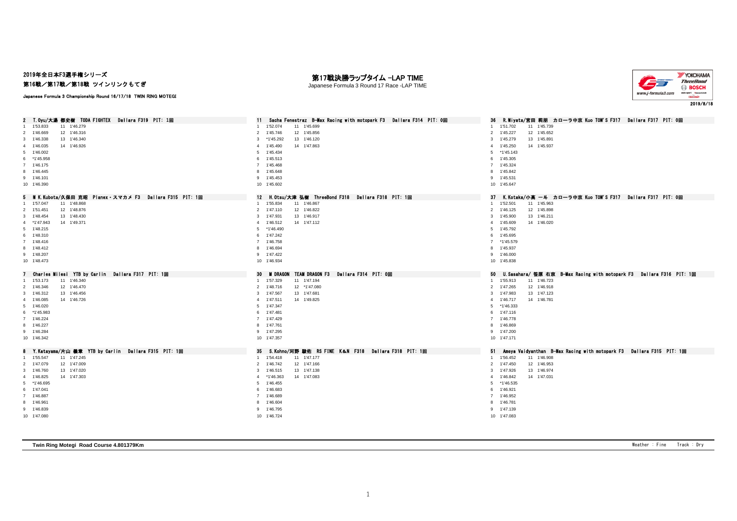2019年全日本F3選手権シリーズ
第16戦／第17戦／第18戦 ツインリンクもてぎ

Japanese Formula 3 Championship Round 16/17/18 TWIN RING MOTEGI

# 第17戦決勝ラップタイム -LAP TIME

Japanese Formula 3 Round 17 Race -LAP TIME

2019/8/18

## 2 T.Oyu/大湯 都史樹 TODA FIGHTEX Dallara F319 PIT: 1回

| Lap | Time | Lap | Time |
|---|---|---|---|
| 1 | 1'53.833 | 11 | 1'46.279 |
| 2 | 1'46.669 | 12 | 1'46.316 |
| 3 | 1'46.338 | 13 | 1'46.340 |
| 4 | 1'46.035 | 14 | 1'46.926 |
| 5 | 1'46.002 | | |
| 6 | *1'45.958 | | |
| 7 | 1'46.175 | | |
| 8 | 1'46.445 | | |
| 9 | 1'46.101 | | |
| 10 | 1'46.390 | | |

## 11 Sacha Fenestraz B-Max Racing with motopark F3 Dallara F314 PIT: 0回

| Lap | Time | Lap | Time |
|---|---|---|---|
| 1 | 1'52.074 | 11 | 1'45.699 |
| 2 | 1'45.746 | 12 | 1'45.856 |
| 3 | *1'45.292 | 13 | 1'46.120 |
| 4 | 1'45.490 | 14 | 1'47.863 |
| 5 | 1'45.434 | | |
| 6 | 1'45.513 | | |
| 7 | 1'45.468 | | |
| 8 | 1'45.648 | | |
| 9 | 1'45.453 | | |
| 10 | 1'45.602 | | |

## 36 R.Miyata/宮田 莉朋 カローラ中京 Kuo TOM'S F317 Dallara F317 PIT: 0回

| Lap | Time | Lap | Time |
|---|---|---|---|
| 1 | 1'51.702 | 11 | 1'45.739 |
| 2 | 1'45.227 | 12 | 1'45.652 |
| 3 | 1'45.279 | 13 | 1'45.891 |
| 4 | 1'45.250 | 14 | 1'45.937 |
| 5 | *1'45.143 | | |
| 6 | 1'45.305 | | |
| 7 | 1'45.324 | | |
| 8 | 1'45.842 | | |
| 9 | 1'45.531 | | |
| 10 | 1'45.647 | | |

## 5 M K.Kubota/久保田 克昭 Planex・スマカメ F3 Dallara F315 PIT: 1回

| Lap | Time | Lap | Time |
|---|---|---|---|
| 1 | 1'57.047 | 11 | 1'48.868 |
| 2 | 1'51.451 | 12 | 1'48.876 |
| 3 | 1'48.454 | 13 | 1'48.430 |
| 4 | *1'47.943 | 14 | 1'49.371 |
| 5 | 1'48.215 | | |
| 6 | 1'48.310 | | |
| 7 | 1'48.416 | | |
| 8 | 1'48.412 | | |
| 9 | 1'48.207 | | |
| 10 | 1'48.473 | | |

## 12 H.Otsu/大津 弘樹 ThreeBond F318 Dallara F318 PIT: 1回

| Lap | Time | Lap | Time |
|---|---|---|---|
| 1 | 1'55.834 | 11 | 1'46.867 |
| 2 | 1'47.110 | 12 | 1'46.822 |
| 3 | 1'47.931 | 13 | 1'46.917 |
| 4 | 1'46.512 | 14 | 1'47.112 |
| 5 | *1'46.490 | | |
| 6 | 1'47.242 | | |
| 7 | 1'46.758 | | |
| 8 | 1'46.694 | | |
| 9 | 1'47.422 | | |
| 10 | 1'46.934 | | |

## 37 K.Kotaka/小高 一斗 カローラ中京 Kuo TOM'S F317 Dallara F317 PIT: 0回

| Lap | Time | Lap | Time |
|---|---|---|---|
| 1 | 1'52.501 | 11 | 1'45.963 |
| 2 | 1'46.125 | 12 | 1'45.898 |
| 3 | 1'45.900 | 13 | 1'46.211 |
| 4 | 1'45.609 | 14 | 1'46.020 |
| 5 | 1'45.792 | | |
| 6 | 1'45.695 | | |
| 7 | *1'45.579 | | |
| 8 | 1'45.937 | | |
| 9 | 1'46.000 | | |
| 10 | 1'45.838 | | |

## 7 Charles Milesi YTB by Carlin Dallara F317 PIT: 1回

| Lap | Time | Lap | Time |
|---|---|---|---|
| 1 | 1'53.173 | 11 | 1'46.340 |
| 2 | 1'46.346 | 12 | 1'46.470 |
| 3 | 1'46.312 | 13 | 1'46.456 |
| 4 | 1'46.085 | 14 | 1'46.726 |
| 5 | 1'46.020 | | |
| 6 | *1'45.983 | | |
| 7 | 1'46.224 | | |
| 8 | 1'46.227 | | |
| 9 | 1'46.284 | | |
| 10 | 1'46.342 | | |

## 30 M DRAGON TEAM DRAGON F3 Dallara F314 PIT: 0回

| Lap | Time | Lap | Time |
|---|---|---|---|
| 1 | 1'57.329 | 11 | 1'47.194 |
| 2 | 1'48.716 | 12 | *1'47.080 |
| 3 | 1'47.567 | 13 | 1'47.681 |
| 4 | 1'47.511 | 14 | 1'49.825 |
| 5 | 1'47.347 | | |
| 6 | 1'47.481 | | |
| 7 | 1'47.429 | | |
| 8 | 1'47.761 | | |
| 9 | 1'47.295 | | |
| 10 | 1'47.357 | | |

## 50 U.Sasahara/ 笹原 右京 B-Max Racing with motopark F3 Dallara F316 PIT: 1回

| Lap | Time | Lap | Time |
|---|---|---|---|
| 1 | 1'55.913 | 11 | 1'46.723 |
| 2 | 1'47.265 | 12 | 1'46.918 |
| 3 | 1'47.983 | 13 | 1'47.123 |
| 4 | 1'46.717 | 14 | 1'46.781 |
| 5 | *1'46.333 | | |
| 6 | 1'47.116 | | |
| 7 | 1'46.778 | | |
| 8 | 1'46.869 | | |
| 9 | 1'47.200 | | |
| 10 | 1'47.171 | | |

## 8 Y.Katayama/片山 義章 YTB by Carlin Dallara F315 PIT: 1回

| Lap | Time | Lap | Time |
|---|---|---|---|
| 1 | 1'55.547 | 11 | 1'47.245 |
| 2 | 1'47.079 | 12 | 1'47.009 |
| 3 | 1'46.760 | 13 | 1'47.020 |
| 4 | 1'46.825 | 14 | 1'47.303 |
| 5 | *1'46.695 | | |
| 6 | 1'47.041 | | |
| 7 | 1'46.887 | | |
| 8 | 1'46.961 | | |
| 9 | 1'46.839 | | |
| 10 | 1'47.080 | | |

## 35 S.Kohno/河野 駿佑 RS FINE K&N F318 Dallara F318 PIT: 1回

| Lap | Time | Lap | Time |
|---|---|---|---|
| 1 | 1'54.418 | 11 | 1'47.177 |
| 2 | 1'46.742 | 12 | 1'47.166 |
| 3 | 1'46.515 | 13 | 1'47.138 |
| 4 | *1'46.363 | 14 | 1'47.083 |
| 5 | 1'46.455 | | |
| 6 | 1'46.683 | | |
| 7 | 1'46.689 | | |
| 8 | 1'46.604 | | |
| 9 | 1'46.795 | | |
| 10 | 1'46.724 | | |

## 51 Ameya Vaidyanthan B-Max Racing with motopark F3 Dallara F315 PIT: 1回

| Lap | Time | Lap | Time |
|---|---|---|---|
| 1 | 1'56.452 | 11 | 1'46.908 |
| 2 | 1'47.450 | 12 | 1'46.953 |
| 3 | 1'47.926 | 13 | 1'46.974 |
| 4 | 1'46.842 | 14 | 1'47.031 |
| 5 | *1'46.535 | | |
| 6 | 1'46.921 | | |
| 7 | 1'46.952 | | |
| 8 | 1'46.781 | | |
| 9 | 1'47.139 | | |
| 10 | 1'47.083 | | |

Twin Ring Motegi Road Course 4.801379Km

Weather : Fine　Track : Dry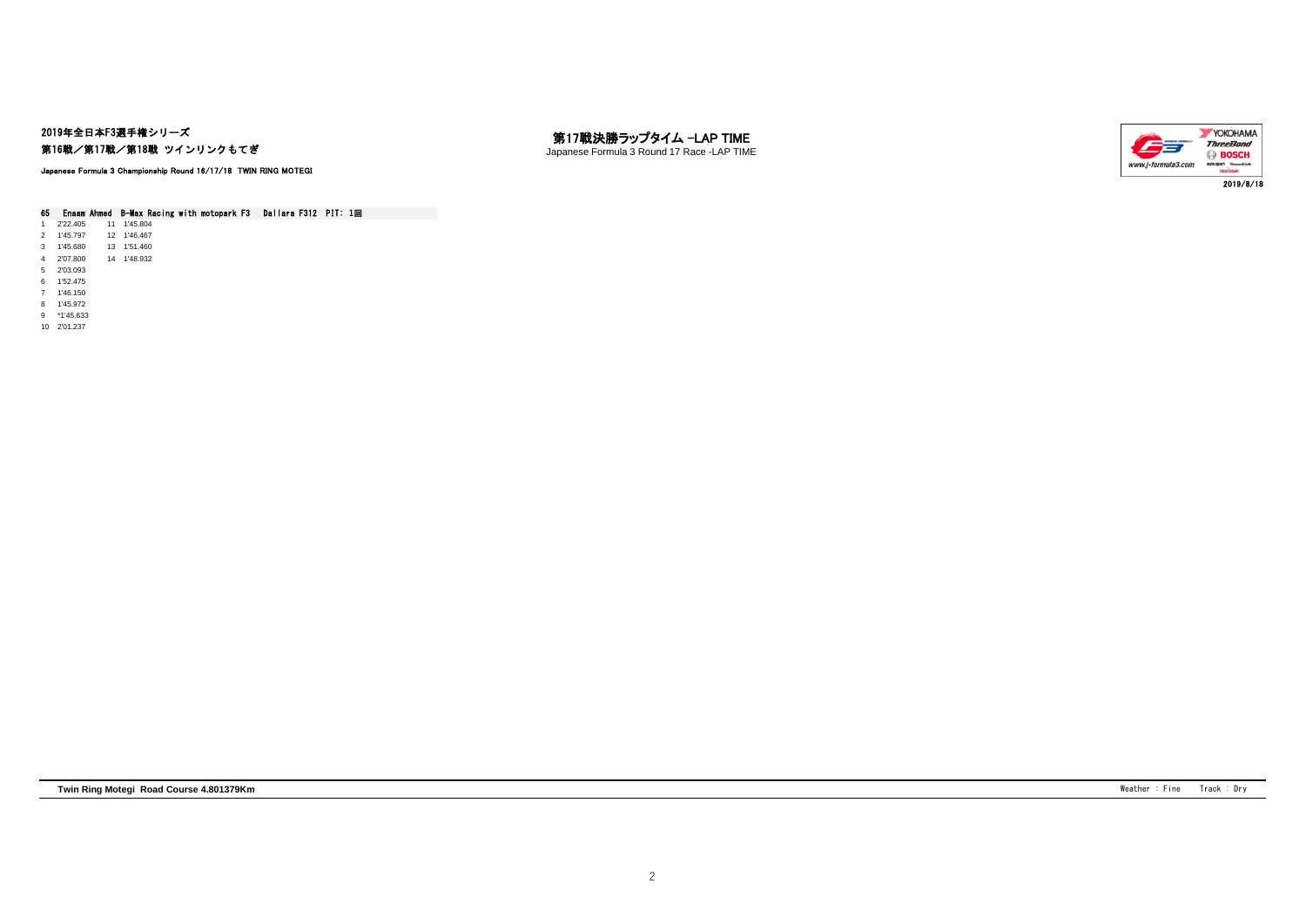2019年全日本F3選手権シリーズ
第16戦／第17戦／第18戦 ツインリンクもてぎ

Japanese Formula 3 Championship Round 16/17/18 TWIN RING MOTEGI

# 第17戦決勝ラップタイム -LAP TIME

Japanese Formula 3 Round 17 Race -LAP TIME

www.j-formula3.com

2019/8/18

**65 Enaam Ahmed B-Max Racing with motopark F3 Dallara F312 PIT: 1回**

| | | | |
|---|---|---|---|
| 1 | 2'22.405 | 11 | 1'45.804 |
| 2 | 1'45.797 | 12 | 1'46.467 |
| 3 | 1'45.680 | 13 | 1'51.460 |
| 4 | 2'07.800 | 14 | 1'48.932 |
| 5 | 2'03.093 | | |
| 6 | 1'52.475 | | |
| 7 | 1'46.150 | | |
| 8 | 1'45.972 | | |
| 9 | *1'45.633 | | |
| 10 | 2'01.237 | | |

**Twin Ring Motegi Road Course 4.801379Km**

Weather : Fine Track : Dry